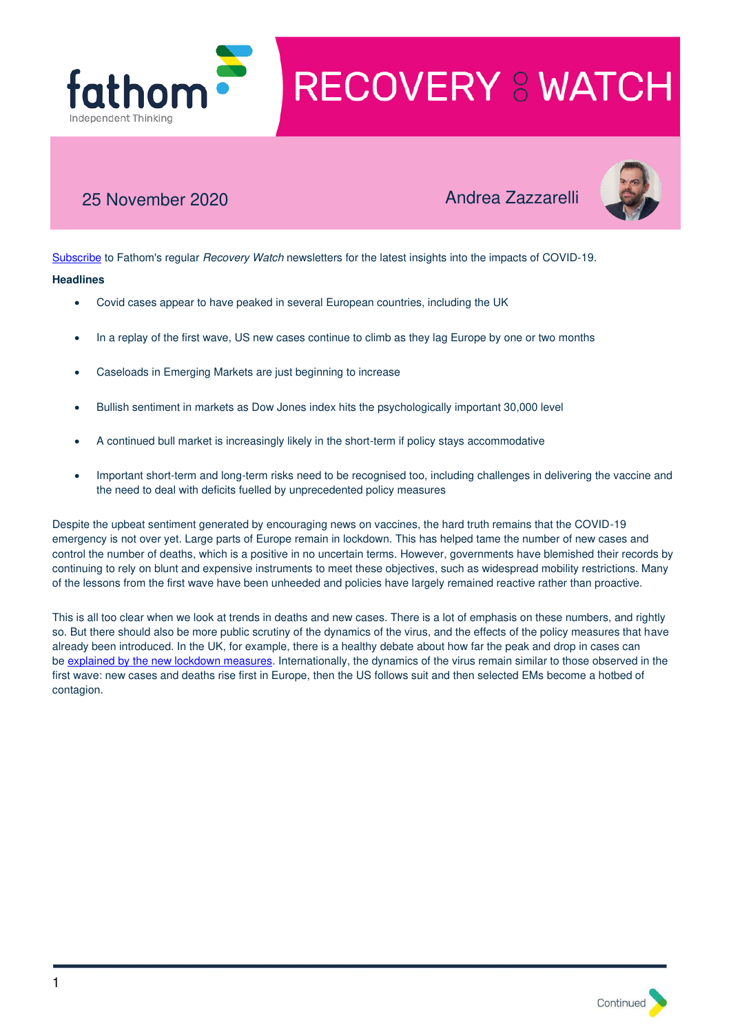# RECOVERY WATCH

25 November 2020

Andrea Zazzarelli

[Subscribe](#) to Fathom's regular *Recovery Watch* newsletters for the latest insights into the impacts of COVID-19.

**Headlines**

- Covid cases appear to have peaked in several European countries, including the UK
- In a replay of the first wave, US new cases continue to climb as they lag Europe by one or two months
- Caseloads in Emerging Markets are just beginning to increase
- Bullish sentiment in markets as Dow Jones index hits the psychologically important 30,000 level
- A continued bull market is increasingly likely in the short-term if policy stays accommodative
- Important short-term and long-term risks need to be recognised too, including challenges in delivering the vaccine and the need to deal with deficits fuelled by unprecedented policy measures

Despite the upbeat sentiment generated by encouraging news on vaccines, the hard truth remains that the COVID-19 emergency is not over yet. Large parts of Europe remain in lockdown. This has helped tame the number of new cases and control the number of deaths, which is a positive in no uncertain terms. However, governments have blemished their records by continuing to rely on blunt and expensive instruments to meet these objectives, such as widespread mobility restrictions. Many of the lessons from the first wave have been unheeded and policies have largely remained reactive rather than proactive.

This is all too clear when we look at trends in deaths and new cases. There is a lot of emphasis on these numbers, and rightly so. But there should also be more public scrutiny of the dynamics of the virus, and the effects of the policy measures that have already been introduced. In the UK, for example, there is a healthy debate about how far the peak and drop in cases can be [explained by the new lockdown measures](#). Internationally, the dynamics of the virus remain similar to those observed in the first wave: new cases and deaths rise first in Europe, then the US follows suit and then selected EMs become a hotbed of contagion.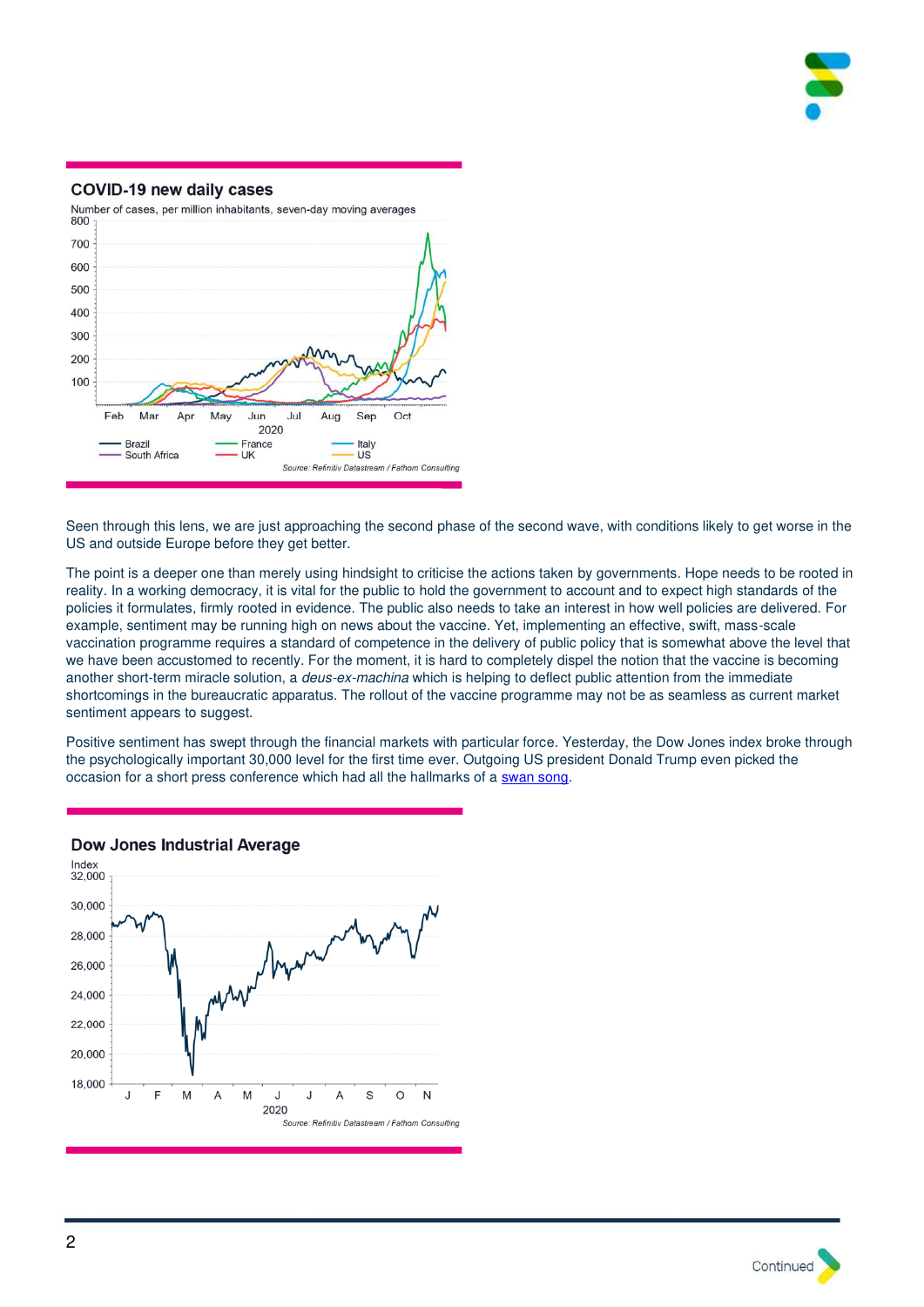## COVID-19 new daily cases

Number of cases, per million inhabitants, seven-day moving averages

Source: Refinitiv Datastream / Fathom Consulting

Seen through this lens, we are just approaching the second phase of the second wave, with conditions likely to get worse in the US and outside Europe before they get better.

The point is a deeper one than merely using hindsight to criticise the actions taken by governments. Hope needs to be rooted in reality. In a working democracy, it is vital for the public to hold the government to account and to expect high standards of the policies it formulates, firmly rooted in evidence. The public also needs to take an interest in how well policies are delivered. For example, sentiment may be running high on news about the vaccine. Yet, implementing an effective, swift, mass-scale vaccination programme requires a standard of competence in the delivery of public policy that is somewhat above the level that we have been accustomed to recently. For the moment, it is hard to completely dispel the notion that the vaccine is becoming another short-term miracle solution, a *deus-ex-machina* which is helping to deflect public attention from the immediate shortcomings in the bureaucratic apparatus. The rollout of the vaccine programme may not be as seamless as current market sentiment appears to suggest.

Positive sentiment has swept through the financial markets with particular force. Yesterday, the Dow Jones index broke through the psychologically important 30,000 level for the first time ever. Outgoing US president Donald Trump even picked the occasion for a short press conference which had all the hallmarks of a swan song.

## Dow Jones Industrial Average

Index

Source: Refinitiv Datastream / Fathom Consulting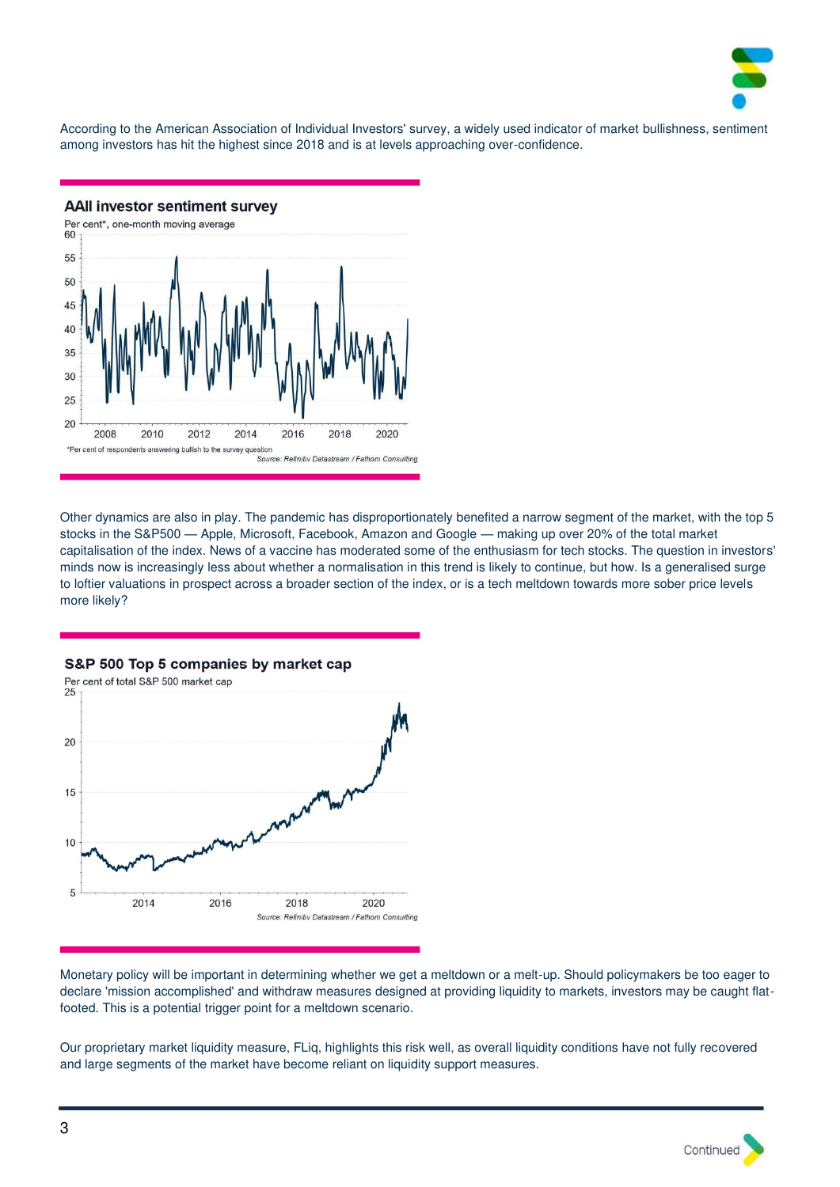According to the American Association of Individual Investors' survey, a widely used indicator of market bullishness, sentiment among investors has hit the highest since 2018 and is at levels approaching over-confidence.

**AAII investor sentiment survey**

Per cent*, one-month moving average

*Per cent of respondents answering bullish to the survey question

*Source: Refinitiv Datastream / Fathom Consulting*

Other dynamics are also in play. The pandemic has disproportionately benefited a narrow segment of the market, with the top 5 stocks in the S&P500 — Apple, Microsoft, Facebook, Amazon and Google — making up over 20% of the total market capitalisation of the index. News of a vaccine has moderated some of the enthusiasm for tech stocks. The question in investors' minds now is increasingly less about whether a normalisation in this trend is likely to continue, but how. Is a generalised surge to loftier valuations in prospect across a broader section of the index, or is a tech meltdown towards more sober price levels more likely?

**S&P 500 Top 5 companies by market cap**

Per cent of total S&P 500 market cap

*Source: Refinitiv Datastream / Fathom Consulting*

Monetary policy will be important in determining whether we get a meltdown or a melt-up. Should policymakers be too eager to declare 'mission accomplished' and withdraw measures designed at providing liquidity to markets, investors may be caught flat-footed. This is a potential trigger point for a meltdown scenario.

Our proprietary market liquidity measure, FLiq, highlights this risk well, as overall liquidity conditions have not fully recovered and large segments of the market have become reliant on liquidity support measures.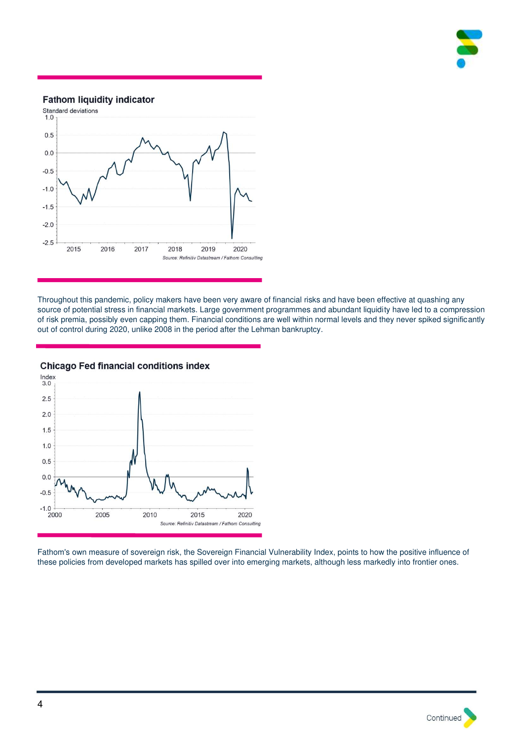**Fathom liquidity indicator**

Standard deviations

Source: Refinitiv Datastream / Fathom Consulting

Throughout this pandemic, policy makers have been very aware of financial risks and have been effective at quashing any source of potential stress in financial markets. Large government programmes and abundant liquidity have led to a compression of risk premia, possibly even capping them. Financial conditions are well within normal levels and they never spiked significantly out of control during 2020, unlike 2008 in the period after the Lehman bankruptcy.

**Chicago Fed financial conditions index**

Index

Source: Refinitiv Datastream / Fathom Consulting

Fathom's own measure of sovereign risk, the Sovereign Financial Vulnerability Index, points to how the positive influence of these policies from developed markets has spilled over into emerging markets, although less markedly into frontier ones.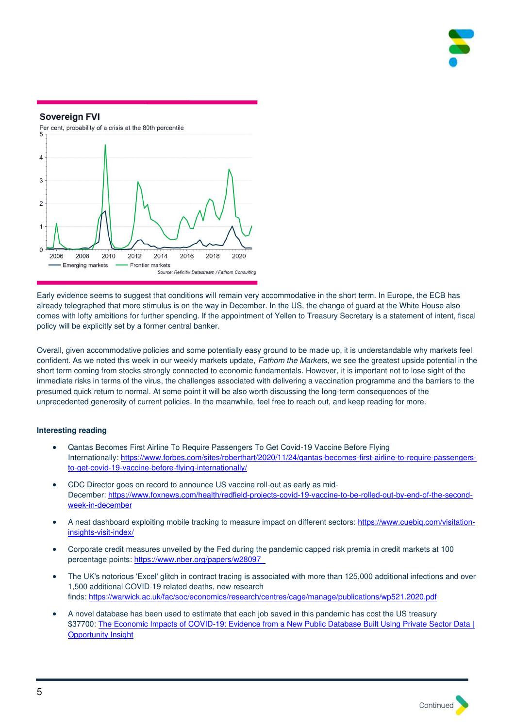### Sovereign FVI

Per cent, probability of a crisis at the 80th percentile

Source: Refinitiv Datastream / Fathom Consulting

Early evidence seems to suggest that conditions will remain very accommodative in the short term. In Europe, the ECB has already telegraphed that more stimulus is on the way in December. In the US, the change of guard at the White House also comes with lofty ambitions for further spending. If the appointment of Yellen to Treasury Secretary is a statement of intent, fiscal policy will be explicitly set by a former central banker.

Overall, given accommodative policies and some potentially easy ground to be made up, it is understandable why markets feel confident. As we noted this week in our weekly markets update, *Fathom the Markets*, we see the greatest upside potential in the short term coming from stocks strongly connected to economic fundamentals. However, it is important not to lose sight of the immediate risks in terms of the virus, the challenges associated with delivering a vaccination programme and the barriers to the presumed quick return to normal. At some point it will be also worth discussing the long-term consequences of the unprecedented generosity of current policies. In the meanwhile, feel free to reach out, and keep reading for more.

**Interesting reading**

- Qantas Becomes First Airline To Require Passengers To Get Covid-19 Vaccine Before Flying Internationally: https://www.forbes.com/sites/roberthart/2020/11/24/qantas-becomes-first-airline-to-require-passengers-to-get-covid-19-vaccine-before-flying-internationally/
- CDC Director goes on record to announce US vaccine roll-out as early as mid-December: https://www.foxnews.com/health/redfield-projects-covid-19-vaccine-to-be-rolled-out-by-end-of-the-second-week-in-december
- A neat dashboard exploiting mobile tracking to measure impact on different sectors: https://www.cuebiq.com/visitation-insights-visit-index/
- Corporate credit measures unveiled by the Fed during the pandemic capped risk premia in credit markets at 100 percentage points: https://www.nber.org/papers/w28097
- The UK's notorious 'Excel' glitch in contract tracing is associated with more than 125,000 additional infections and over 1,500 additional COVID-19 related deaths, new research finds: https://warwick.ac.uk/fac/soc/economics/research/centres/cage/manage/publications/wp521.2020.pdf
- A novel database has been used to estimate that each job saved in this pandemic has cost the US treasury $37700: The Economic Impacts of COVID-19: Evidence from a New Public Database Built Using Private Sector Data | Opportunity Insight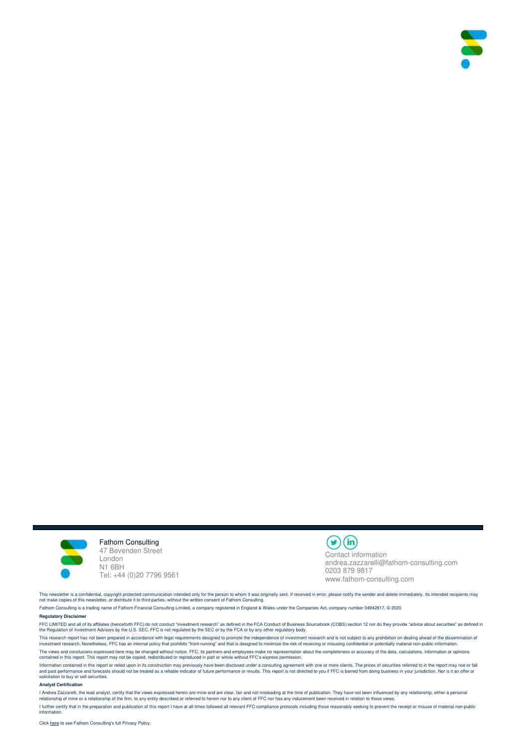Fathom Consulting
47 Bevenden Street
London
N1 6BH
Tel: +44 (0)20 7796 9561

Contact information
andrea.zazzarelli@fathom-consulting.com
0203 879 9817
www.fathom-consulting.com

This newsletter is a confidential, copyright protected communication intended only for the person to whom it was originally sent. If received in error, please notify the sender and delete immediately. Its intended recipients may not make copies of this newsletter, or distribute it to third parties, without the written consent of Fathom Consulting.

Fathom Consulting is a trading name of Fathom Financial Consulting Limited, a company registered in England & Wales under the Companies Act, company number 04942817, © 2020

**Regulatory Disclaimer**

FFC LIMITED and all of its affiliates (henceforth FFC) do not conduct "investment research" as defined in the FCA Conduct of Business Sourcebook (COBS) section 12 nor do they provide "advice about securities" as defined in the Regulation of Investment Advisors by the U.S. SEC. FFC is not regulated by the SEC or by the FCA or by any other regulatory body.

This research report has not been prepared in accordance with legal requirements designed to promote the independence of investment research and is not subject to any prohibition on dealing ahead of the dissemination of investment research. Nonetheless, FFC has an internal policy that prohibits "front-running" and that is designed to minimize the risk of receiving or misusing confidential or potentially material non-public information.

The views and conclusions expressed here may be changed without notice. FFC, its partners and employees make no representation about the completeness or accuracy of the data, calculations, information or opinions contained in this report. This report may not be copied, redistributed or reproduced in part or whole without FFC's express permission.

Information contained in this report or relied upon in its construction may previously have been disclosed under a consulting agreement with one or more clients. The prices of securities referred to in the report may rise or fall and past performance and forecasts should not be treated as a reliable indicator of future performance or results. This report is not directed to you if FFC is barred from doing business in your jurisdiction. Nor is it an offer or solicitation to buy or sell securities.

**Analyst Certification**

I Andrea Zazzarelli, the lead analyst, certify that the views expressed herein are mine and are clear, fair and not misleading at the time of publication. They have not been influenced by any relationship, either a personal relationship of mine or a relationship of the firm, to any entity described or referred to herein nor to any client of FFC nor has any inducement been received in relation to those views.

I further certify that in the preparation and publication of this report I have at all times followed all relevant FFC compliance protocols including those reasonably seeking to prevent the receipt or misuse of material non-public information.

Click here to see Fathom Consulting's full Privacy Policy.